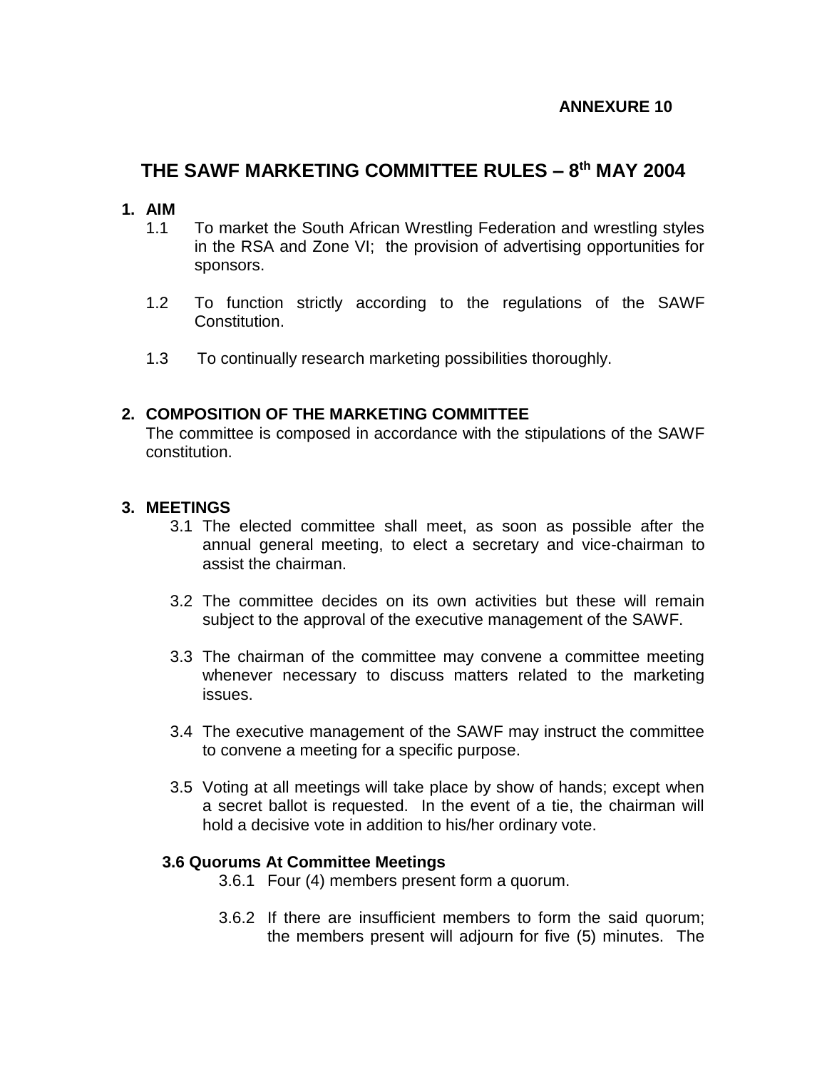**ANNEXURE 10**

# THE SAWF MARKETING COMMITTEE RULES – 8th MAY 2004

## 1. AIM

1.1 To market the South African Wrestling Federation and wrestling styles in the RSA and Zone VI; the provision of advertising opportunities for sponsors.

1.2 To function strictly according to the regulations of the SAWF Constitution.

1.3 To continually research marketing possibilities thoroughly.

## 2. COMPOSITION OF THE MARKETING COMMITTEE

The committee is composed in accordance with the stipulations of the SAWF constitution.

## 3. MEETINGS

3.1 The elected committee shall meet, as soon as possible after the annual general meeting, to elect a secretary and vice-chairman to assist the chairman.

3.2 The committee decides on its own activities but these will remain subject to the approval of the executive management of the SAWF.

3.3 The chairman of the committee may convene a committee meeting whenever necessary to discuss matters related to the marketing issues.

3.4 The executive management of the SAWF may instruct the committee to convene a meeting for a specific purpose.

3.5 Voting at all meetings will take place by show of hands; except when a secret ballot is requested. In the event of a tie, the chairman will hold a decisive vote in addition to his/her ordinary vote.

### 3.6 Quorums At Committee Meetings

3.6.1 Four (4) members present form a quorum.

3.6.2 If there are insufficient members to form the said quorum; the members present will adjourn for five (5) minutes. The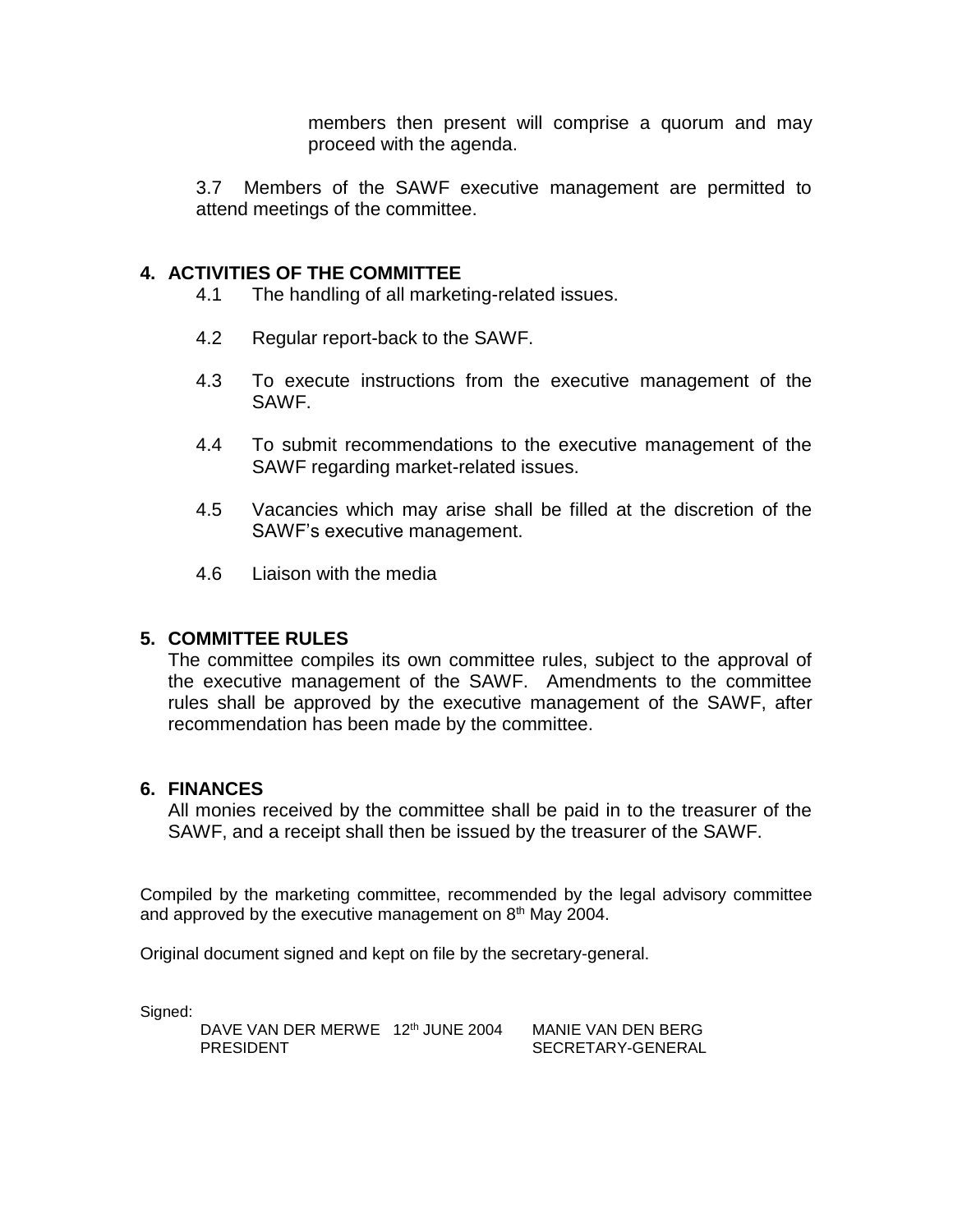members then present will comprise a quorum and may proceed with the agenda.

3.7 Members of the SAWF executive management are permitted to attend meetings of the committee.

## 4. ACTIVITIES OF THE COMMITTEE

4.1 The handling of all marketing-related issues.

4.2 Regular report-back to the SAWF.

4.3 To execute instructions from the executive management of the SAWF.

4.4 To submit recommendations to the executive management of the SAWF regarding market-related issues.

4.5 Vacancies which may arise shall be filled at the discretion of the SAWF's executive management.

4.6 Liaison with the media

## 5. COMMITTEE RULES

The committee compiles its own committee rules, subject to the approval of the executive management of the SAWF. Amendments to the committee rules shall be approved by the executive management of the SAWF, after recommendation has been made by the committee.

## 6. FINANCES

All monies received by the committee shall be paid in to the treasurer of the SAWF, and a receipt shall then be issued by the treasurer of the SAWF.

Compiled by the marketing committee, recommended by the legal advisory committee and approved by the executive management on 8th May 2004.

Original document signed and kept on file by the secretary-general.

Signed:

DAVE VAN DER MERWE 12th JUNE 2004 MANIE VAN DEN BERG
PRESIDENT SECRETARY-GENERAL